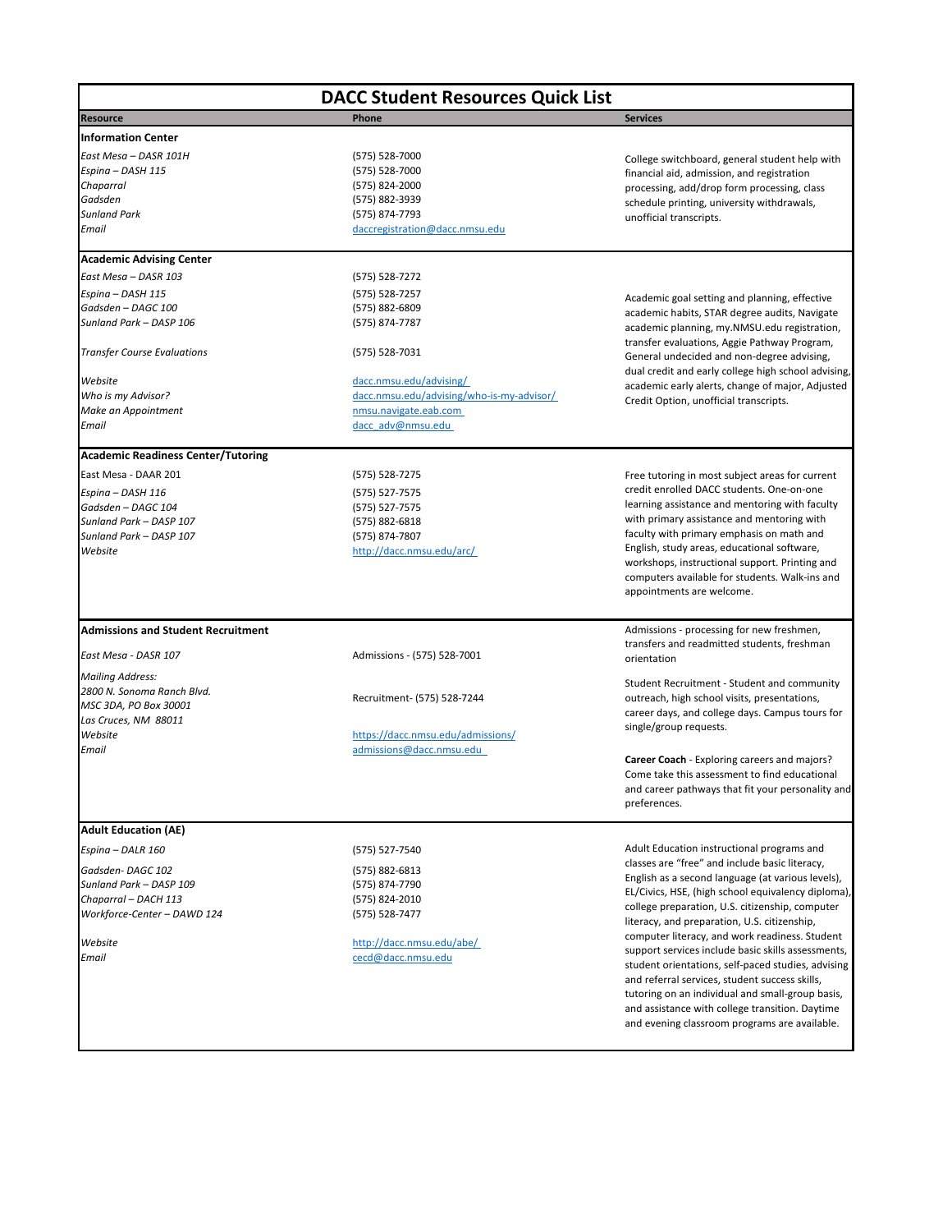# DACC Student Resources Quick List

| Resource | Phone | Services |
|---|---|---|
| **Information Center** | | |
| *East Mesa – DASR 101H* | (575) 528-7000 | College switchboard, general student help with financial aid, admission, and registration processing, add/drop form processing, class schedule printing, university withdrawals, unofficial transcripts. |
| *Espina – DASH 115* | (575) 528-7000 | |
| *Chaparral* | (575) 824-2000 | |
| *Gadsden* | (575) 882-3939 | |
| *Sunland Park* | (575) 874-7793 | |
| *Email* | daccregistration@dacc.nmsu.edu | |
| **Academic Advising Center** | | |
| *East Mesa – DASR 103* | (575) 528-7272 | Academic goal setting and planning, effective academic habits, STAR degree audits, Navigate academic planning, my.NMSU.edu registration, transfer evaluations, Aggie Pathway Program, General undecided and non-degree advising, dual credit and early college high school advising, academic early alerts, change of major, Adjusted Credit Option, unofficial transcripts. |
| *Espina – DASH 115* | (575) 528-7257 | |
| *Gadsden – DAGC 100* | (575) 882-6809 | |
| *Sunland Park – DASP 106* | (575) 874-7787 | |
| *Transfer Course Evaluations* | (575) 528-7031 | |
| *Website* | dacc.nmsu.edu/advising/ | |
| *Who is my Advisor?* | dacc.nmsu.edu/advising/who-is-my-advisor/ | |
| *Make an Appointment* | nmsu.navigate.eab.com | |
| *Email* | dacc_adv@nmsu.edu | |
| **Academic Readiness Center/Tutoring** | | |
| East Mesa - DAAR 201 | (575) 528-7275 | Free tutoring in most subject areas for current credit enrolled DACC students. One-on-one learning assistance and mentoring with faculty with primary assistance and mentoring with faculty with primary emphasis on math and English, study areas, educational software, workshops, instructional support. Printing and computers available for students. Walk-ins and appointments are welcome. |
| *Espina – DASH 116* | (575) 527-7575 | |
| *Gadsden – DAGC 104* | (575) 527-7575 | |
| *Sunland Park – DASP 107* | (575) 882-6818 | |
| *Sunland Park – DASP 107* | (575) 874-7807 | |
| *Website* | http://dacc.nmsu.edu/arc/ | |
| **Admissions and Student Recruitment** | | Admissions - processing for new freshmen, transfers and readmitted students, freshman orientation |
| *East Mesa – DASR 107* | Admissions - (575) 528-7001 | |
| *Mailing Address:*<br>*2800 N. Sonoma Ranch Blvd.*<br>*MSC 3DA, PO Box 30001*<br>*Las Cruces, NM 88011* | Recruitment- (575) 528-7244 | Student Recruitment - Student and community outreach, high school visits, presentations, career days, and college days. Campus tours for single/group requests. |
| *Website* | https://dacc.nmsu.edu/admissions/ | |
| *Email* | admissions@dacc.nmsu.edu | **Career Coach** - Exploring careers and majors? Come take this assessment to find educational and career pathways that fit your personality and preferences. |
| **Adult Education (AE)** | | |
| *Espina – DALR 160* | (575) 527-7540 | Adult Education instructional programs and classes are "free" and include basic literacy, English as a second language (at various levels), EL/Civics, HSE, (high school equivalency diploma), college preparation, U.S. citizenship, computer literacy, and preparation, U.S. citizenship, computer literacy, and work readiness. Student support services include basic skills assessments, student orientations, self-paced studies, advising and referral services, student success skills, tutoring on an individual and small-group basis, and assistance with college transition. Daytime and evening classroom programs are available. |
| *Gadsden- DAGC 102* | (575) 882-6813 | |
| *Sunland Park – DASP 109* | (575) 874-7790 | |
| *Chaparral – DACH 113* | (575) 824-2010 | |
| *Workforce-Center – DAWD 124* | (575) 528-7477 | |
| *Website* | http://dacc.nmsu.edu/abe/ | |
| *Email* | cecd@dacc.nmsu.edu | |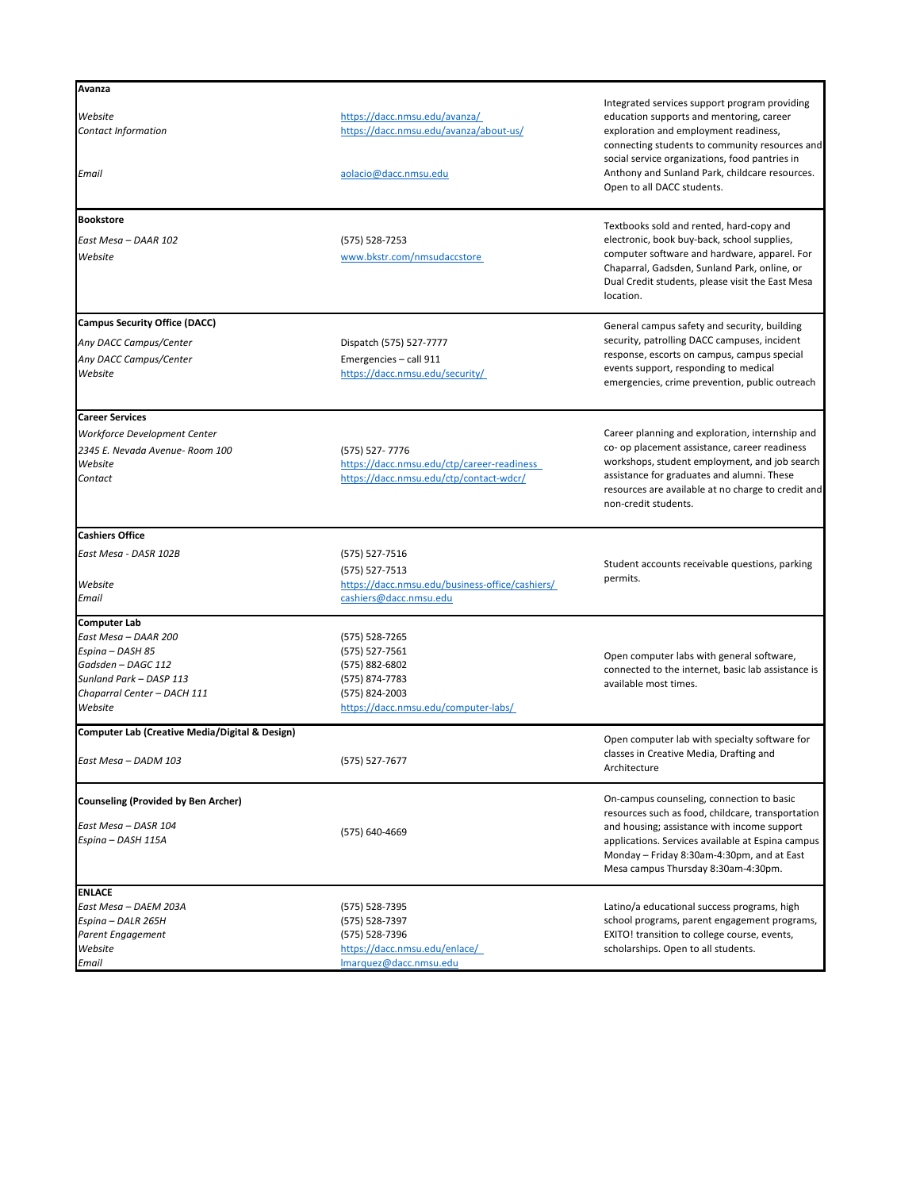| | | |
|---|---|---|
| **Avanza** | | |
| *Website* | https://dacc.nmsu.edu/avanza/ | Integrated services support program providing education supports and mentoring, career exploration and employment readiness, connecting students to community resources and social service organizations, food pantries in Anthony and Sunland Park, childcare resources. Open to all DACC students. |
| *Contact Information* | https://dacc.nmsu.edu/avanza/about-us/ | |
| *Email* | aolacio@dacc.nmsu.edu | |
| **Bookstore** | | |
| *East Mesa – DAAR 102* | (575) 528-7253 | Textbooks sold and rented, hard-copy and electronic, book buy-back, school supplies, computer software and hardware, apparel. For Chaparral, Gadsden, Sunland Park, online, or Dual Credit students, please visit the East Mesa location. |
| *Website* | www.bkstr.com/nmsudaccstore | |
| **Campus Security Office (DACC)** | | |
| *Any DACC Campus/Center* | Dispatch (575) 527-7777 | General campus safety and security, building security, patrolling DACC campuses, incident response, escorts on campus, campus special events support, responding to medical emergencies, crime prevention, public outreach |
| *Any DACC Campus/Center* | Emergencies – call 911 | |
| *Website* | https://dacc.nmsu.edu/security/ | |
| **Career Services** | | |
| *Workforce Development Center* | | Career planning and exploration, internship and co- op placement assistance, career readiness workshops, student employment, and job search assistance for graduates and alumni. These resources are available at no charge to credit and non-credit students. |
| *2345 E. Nevada Avenue- Room 100* | (575) 527- 7776 | |
| *Website* | https://dacc.nmsu.edu/ctp/career-readiness | |
| *Contact* | https://dacc.nmsu.edu/ctp/contact-wdcr/ | |
| **Cashiers Office** | | |
| *East Mesa - DASR 102B* | (575) 527-7516 | Student accounts receivable questions, parking permits. |
| | (575) 527-7513 | |
| *Website* | https://dacc.nmsu.edu/business-office/cashiers/ | |
| *Email* | cashiers@dacc.nmsu.edu | |
| **Computer Lab** | | |
| *East Mesa – DAAR 200* | (575) 528-7265 | Open computer labs with general software, connected to the internet, basic lab assistance is available most times. |
| *Espina – DASH 85* | (575) 527-7561 | |
| *Gadsden – DAGC 112* | (575) 882-6802 | |
| *Sunland Park – DASP 113* | (575) 874-7783 | |
| *Chaparral Center – DACH 111* | (575) 824-2003 | |
| *Website* | https://dacc.nmsu.edu/computer-labs/ | |
| **Computer Lab (Creative Media/Digital & Design)** | | |
| *East Mesa – DADM 103* | (575) 527-7677 | Open computer lab with specialty software for classes in Creative Media, Drafting and Architecture |
| **Counseling (Provided by Ben Archer)** | | |
| *East Mesa – DASR 104* | (575) 640-4669 | On-campus counseling, connection to basic resources such as food, childcare, transportation and housing; assistance with income support applications. Services available at Espina campus Monday – Friday 8:30am-4:30pm, and at East Mesa campus Thursday 8:30am-4:30pm. |
| *Espina – DASH 115A* | | |
| **ENLACE** | | |
| *East Mesa – DAEM 203A* | (575) 528-7395 | Latino/a educational success programs, high school programs, parent engagement programs, EXITO! transition to college course, events, scholarships. Open to all students. |
| *Espina – DALR 265H* | (575) 528-7397 | |
| *Parent Engagement* | (575) 528-7396 | |
| *Website* | https://dacc.nmsu.edu/enlace/ | |
| *Email* | lmarquez@dacc.nmsu.edu | |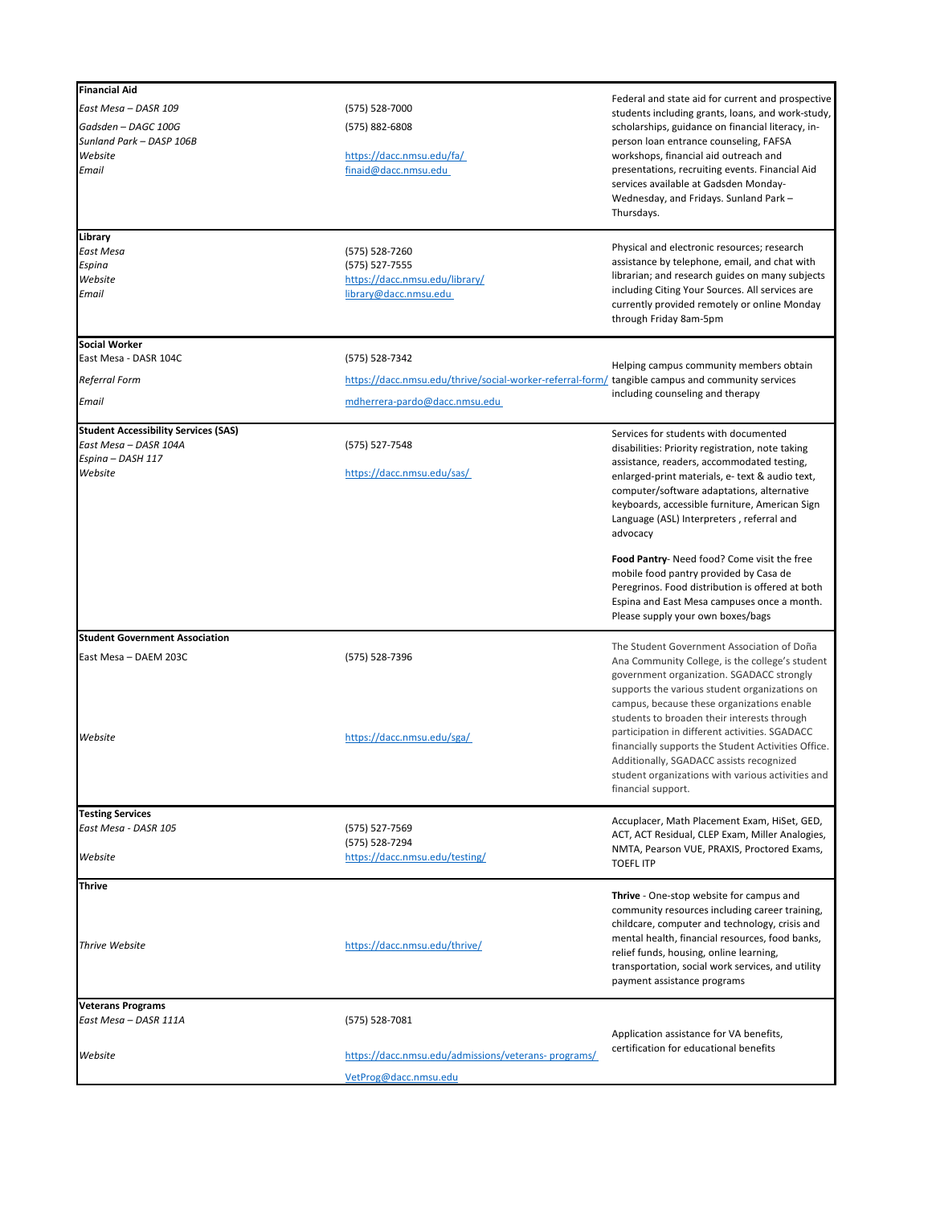| | | |
|---|---|---|
| **Financial Aid**<br>*East Mesa – DASR 109*<br>*Gadsden – DAGC 100G*<br>*Sunland Park – DASP 106B*<br>*Website*<br>*Email* | (575) 528-7000<br>(575) 882-6808<br><br>https://dacc.nmsu.edu/fa/<br>finaid@dacc.nmsu.edu | Federal and state aid for current and prospective students including grants, loans, and work-study, scholarships, guidance on financial literacy, in-person loan entrance counseling, FAFSA workshops, financial aid outreach and presentations, recruiting events. Financial Aid services available at Gadsden Monday-Wednesday, and Fridays. Sunland Park – Thursdays. |
| **Library**<br>*East Mesa*<br>*Espina*<br>*Website*<br>*Email* | (575) 528-7260<br>(575) 527-7555<br>https://dacc.nmsu.edu/library/<br>library@dacc.nmsu.edu | Physical and electronic resources; research assistance by telephone, email, and chat with librarian; and research guides on many subjects including Citing Your Sources. All services are currently provided remotely or online Monday through Friday 8am-5pm |
| **Social Worker**<br>East Mesa - DASR 104C<br>*Referral Form*<br>*Email* | (575) 528-7342<br>https://dacc.nmsu.edu/thrive/social-worker-referral-form/<br>mdherrera-pardo@dacc.nmsu.edu | Helping campus community members obtain tangible campus and community services including counseling and therapy |
| **Student Accessibility Services (SAS)**<br>*East Mesa – DASR 104A*<br>*Espina – DASH 117*<br>*Website* | (575) 527-7548<br><br>https://dacc.nmsu.edu/sas/ | Services for students with documented disabilities: Priority registration, note taking assistance, readers, accommodated testing, enlarged-print materials, e- text & audio text, computer/software adaptations, alternative keyboards, accessible furniture, American Sign Language (ASL) Interpreters , referral and advocacy<br><br>**Food Pantry**- Need food? Come visit the free mobile food pantry provided by Casa de Peregrinos. Food distribution is offered at both Espina and East Mesa campuses once a month. Please supply your own boxes/bags |
| **Student Government Association**<br>East Mesa – DAEM 203C<br><br>*Website* | (575) 528-7396<br><br>https://dacc.nmsu.edu/sga/ | The Student Government Association of Doña Ana Community College, is the college's student government organization. SGADACC strongly supports the various student organizations on campus, because these organizations enable students to broaden their interests through participation in different activities. SGADACC financially supports the Student Activities Office. Additionally, SGADACC assists recognized student organizations with various activities and financial support. |
| **Testing Services**<br>*East Mesa - DASR 105*<br><br>*Website* | (575) 527-7569<br>(575) 528-7294<br>https://dacc.nmsu.edu/testing/ | Accuplacer, Math Placement Exam, HiSet, GED, ACT, ACT Residual, CLEP Exam, Miller Analogies, NMTA, Pearson VUE, PRAXIS, Proctored Exams, TOEFL ITP |
| **Thrive**<br><br>*Thrive Website* | <br><br>https://dacc.nmsu.edu/thrive/ | **Thrive** - One-stop website for campus and community resources including career training, childcare, computer and technology, crisis and mental health, financial resources, food banks, relief funds, housing, online learning, transportation, social work services, and utility payment assistance programs |
| **Veterans Programs**<br>*East Mesa – DASR 111A*<br><br>*Website* | (575) 528-7081<br><br>https://dacc.nmsu.edu/admissions/veterans- programs/<br>VetProg@dacc.nmsu.edu | Application assistance for VA benefits, certification for educational benefits |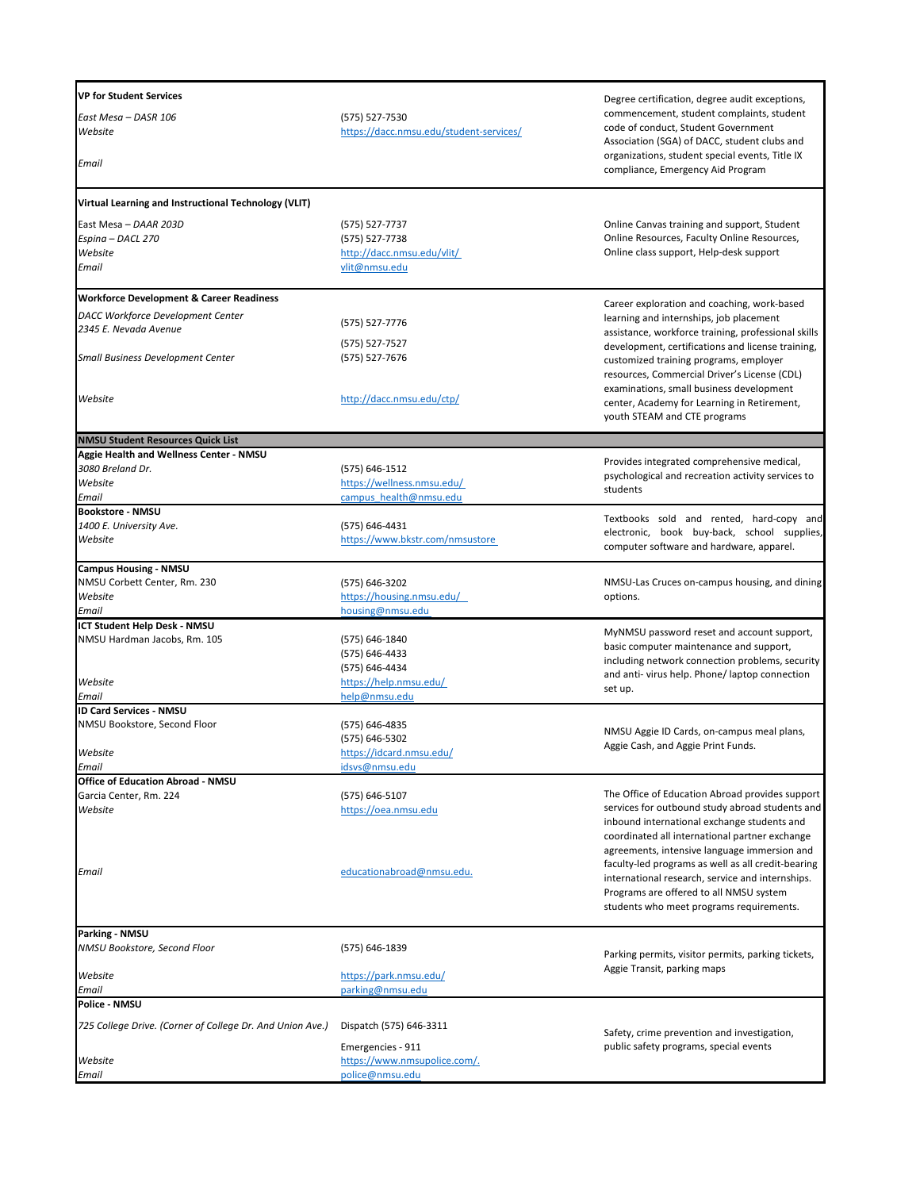| | | |
|---|---|---|
| **VP for Student Services**<br>*East Mesa – DASR 106*<br>*Website*<br>*Email* | (575) 527-7530<br>https://dacc.nmsu.edu/student-services/ | Degree certification, degree audit exceptions, commencement, student complaints, student code of conduct, Student Government Association (SGA) of DACC, student clubs and organizations, student special events, Title IX compliance, Emergency Aid Program |
| **Virtual Learning and Instructional Technology (VLIT)**<br>East Mesa – *DAAR 203D*<br>Espina – *DACL 270*<br>*Website*<br>*Email* | (575) 527-7737<br>(575) 527-7738<br>http://dacc.nmsu.edu/vlit/<br>vlit@nmsu.edu | Online Canvas training and support, Student Online Resources, Faculty Online Resources, Online class support, Help-desk support |
| **Workforce Development & Career Readiness**<br>*DACC Workforce Development Center*<br>*2345 E. Nevada Avenue*<br>*Small Business Development Center*<br>*Website* | (575) 527-7776<br>(575) 527-7527<br>(575) 527-7676<br>http://dacc.nmsu.edu/ctp/ | Career exploration and coaching, work-based learning and internships, job placement assistance, workforce training, professional skills development, certifications and license training, customized training programs, employer resources, Commercial Driver's License (CDL) examinations, small business development center, Academy for Learning in Retirement, youth STEAM and CTE programs |
| **NMSU Student Resources Quick List** | | |
| **Aggie Health and Wellness Center - NMSU**<br>*3080 Breland Dr.*<br>*Website*<br>*Email* | (575) 646-1512<br>https://wellness.nmsu.edu/<br>campus_health@nmsu.edu | Provides integrated comprehensive medical, psychological and recreation activity services to students |
| **Bookstore - NMSU**<br>*1400 E. University Ave.*<br>*Website* | (575) 646-4431<br>https://www.bkstr.com/nmsustore | Textbooks sold and rented, hard-copy and electronic, book buy-back, school supplies, computer software and hardware, apparel. |
| **Campus Housing - NMSU**<br>NMSU Corbett Center, Rm. 230<br>*Website*<br>*Email* | (575) 646-3202<br>https://housing.nmsu.edu/<br>housing@nmsu.edu | NMSU-Las Cruces on-campus housing, and dining options. |
| **ICT Student Help Desk - NMSU**<br>NMSU Hardman Jacobs, Rm. 105<br>*Website*<br>*Email* | (575) 646-1840<br>(575) 646-4433<br>(575) 646-4434<br>https://help.nmsu.edu/<br>help@nmsu.edu | MyNMSU password reset and account support, basic computer maintenance and support, including network connection problems, security and anti- virus help. Phone/ laptop connection set up. |
| **ID Card Services - NMSU**<br>NMSU Bookstore, Second Floor<br>*Website*<br>*Email* | (575) 646-4835<br>(575) 646-5302<br>https://idcard.nmsu.edu/<br>idsvs@nmsu.edu | NMSU Aggie ID Cards, on-campus meal plans, Aggie Cash, and Aggie Print Funds. |
| **Office of Education Abroad - NMSU**<br>Garcia Center, Rm. 224<br>*Website*<br>*Email* | (575) 646-5107<br>https://oea.nmsu.edu<br>educationabroad@nmsu.edu. | The Office of Education Abroad provides support services for outbound study abroad students and inbound international exchange students and coordinated all international partner exchange agreements, intensive language immersion and faculty-led programs as well as all credit-bearing international research, service and internships. Programs are offered to all NMSU system students who meet programs requirements. |
| **Parking - NMSU**<br>*NMSU Bookstore, Second Floor*<br>*Website*<br>*Email* | (575) 646-1839<br>https://park.nmsu.edu/<br>parking@nmsu.edu | Parking permits, visitor permits, parking tickets, Aggie Transit, parking maps |
| **Police - NMSU**<br>*725 College Drive. (Corner of College Dr. And Union Ave.)*<br>*Website*<br>*Email* | Dispatch (575) 646-3311<br>Emergencies - 911<br>https://www.nmsupolice.com/.<br>police@nmsu.edu | Safety, crime prevention and investigation, public safety programs, special events |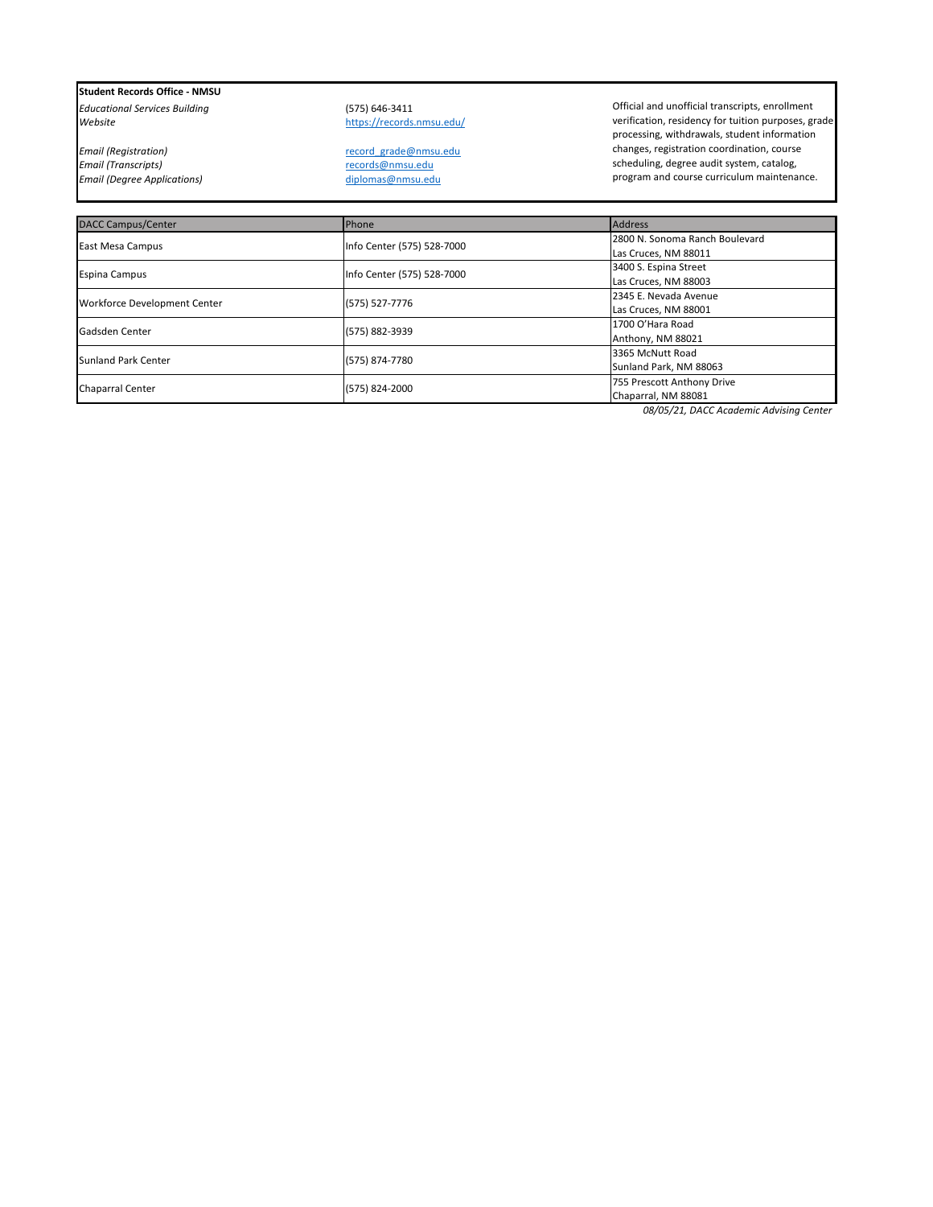**Student Records Office - NMSU**

| | | |
|---|---|---|
| *Educational Services Building* | (575) 646-3411 | Official and unofficial transcripts, enrollment verification, residency for tuition purposes, grade processing, withdrawals, student information changes, registration coordination, course scheduling, degree audit system, catalog, program and course curriculum maintenance. |
| *Website* | https://records.nmsu.edu/ | |
| *Email (Registration)* | record_grade@nmsu.edu | |
| *Email (Transcripts)* | records@nmsu.edu | |
| *Email (Degree Applications)* | diplomas@nmsu.edu | |

| DACC Campus/Center | Phone | Address |
|---|---|---|
| East Mesa Campus | Info Center (575) 528-7000 | 2800 N. Sonoma Ranch Boulevard<br>Las Cruces, NM 88011 |
| Espina Campus | Info Center (575) 528-7000 | 3400 S. Espina Street<br>Las Cruces, NM 88003 |
| Workforce Development Center | (575) 527-7776 | 2345 E. Nevada Avenue<br>Las Cruces, NM 88001 |
| Gadsden Center | (575) 882-3939 | 1700 O'Hara Road<br>Anthony, NM 88021 |
| Sunland Park Center | (575) 874-7780 | 3365 McNutt Road<br>Sunland Park, NM 88063 |
| Chaparral Center | (575) 824-2000 | 755 Prescott Anthony Drive<br>Chaparral, NM 88081 |

*08/05/21, DACC Academic Advising Center*